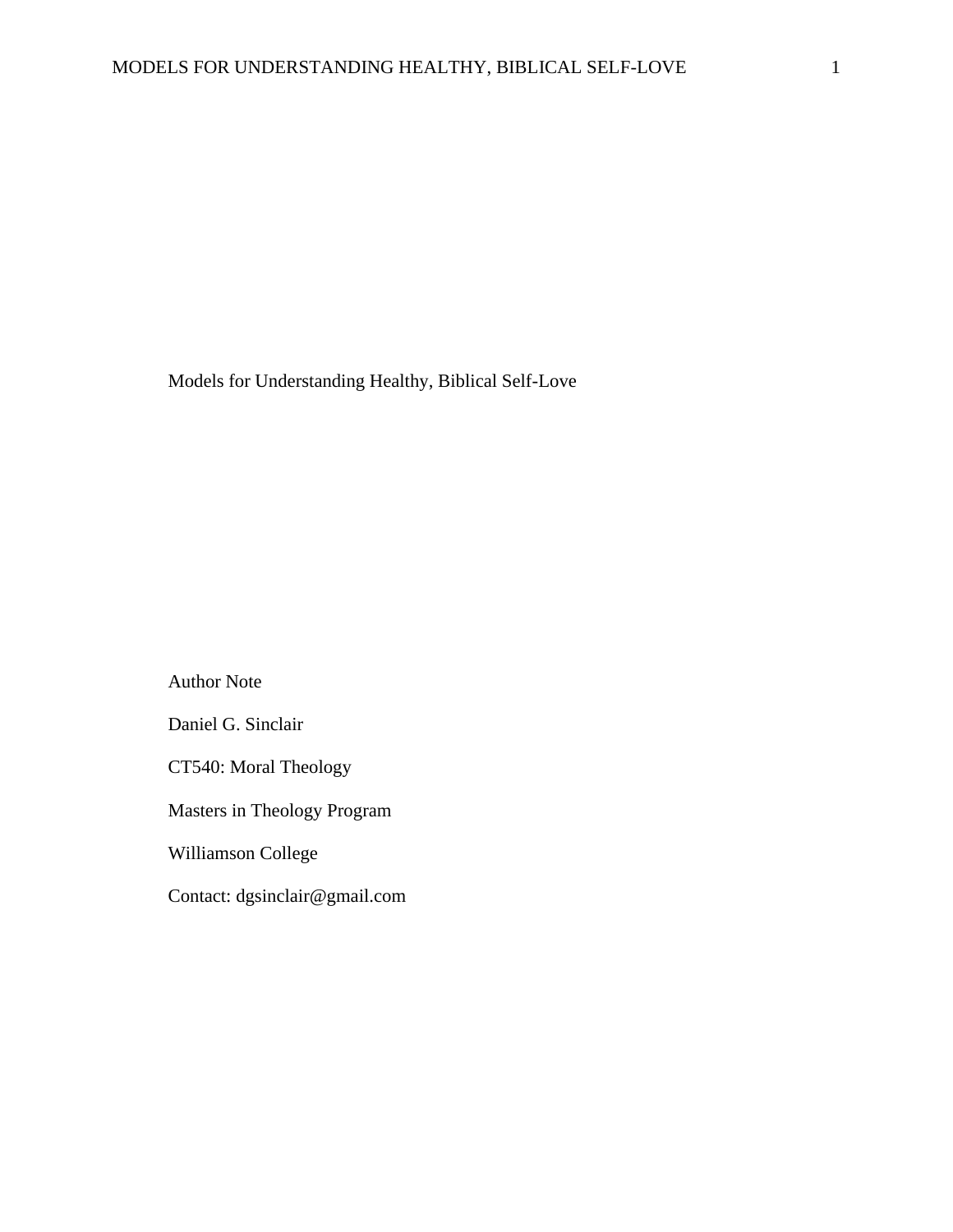# Models for Understanding Healthy, Biblical Self-Love

Author Note

Daniel G. Sinclair

CT540: Moral Theology

Masters in Theology Program

Williamson College

Contact: dgsinclair@gmail.com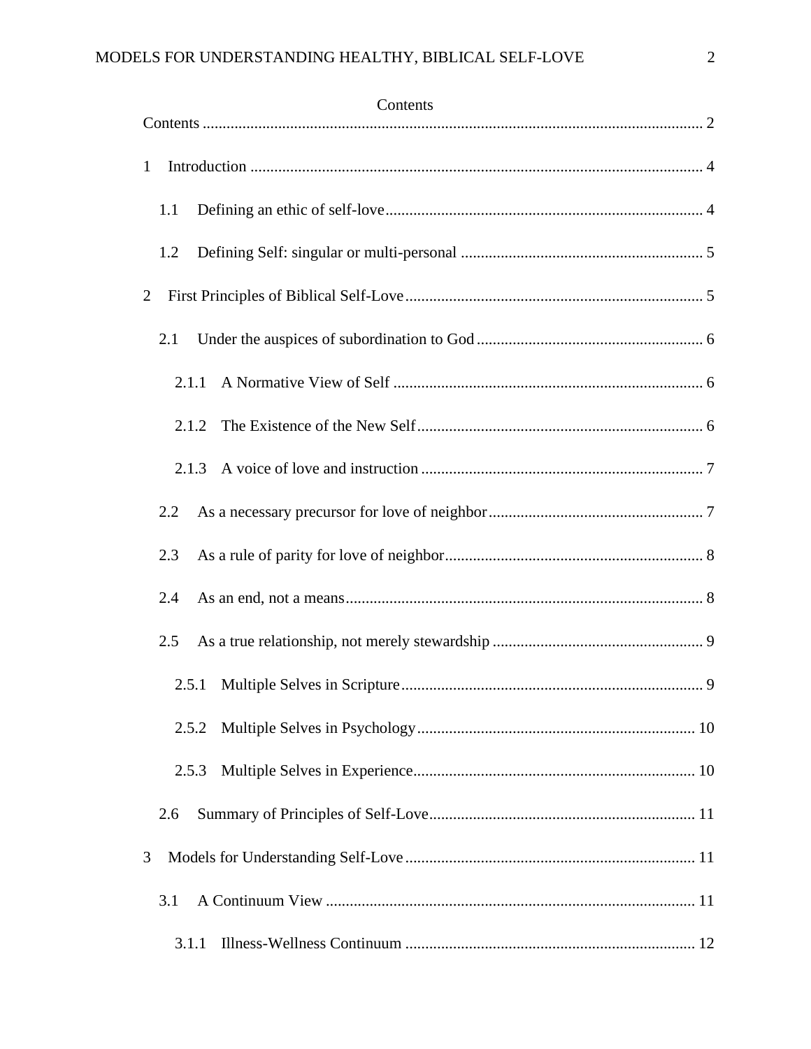# Contents

Contents .............................................................................................................................. 2

1 Introduction ................................................................................................................. 4

  1.1 Defining an ethic of self-love............................................................................... 4

  1.2 Defining Self: singular or multi-personal ............................................................ 5

2 First Principles of Biblical Self-Love .......................................................................... 5

  2.1 Under the auspices of subordination to God ........................................................ 6

    2.1.1 A Normative View of Self ............................................................................. 6

    2.1.2 The Existence of the New Self ....................................................................... 6

    2.1.3 A voice of love and instruction ...................................................................... 7

  2.2 As a necessary precursor for love of neighbor ..................................................... 7

  2.3 As a rule of parity for love of neighbor ................................................................ 8

  2.4 As an end, not a means ......................................................................................... 8

  2.5 As a true relationship, not merely stewardship .................................................... 9

    2.5.1 Multiple Selves in Scripture ........................................................................... 9

    2.5.2 Multiple Selves in Psychology ..................................................................... 10

    2.5.3 Multiple Selves in Experience ...................................................................... 10

  2.6 Summary of Principles of Self-Love .................................................................. 11

3 Models for Understanding Self-Love ........................................................................ 11

  3.1 A Continuum View ............................................................................................ 11

    3.1.1 Illness-Wellness Continuum ........................................................................ 12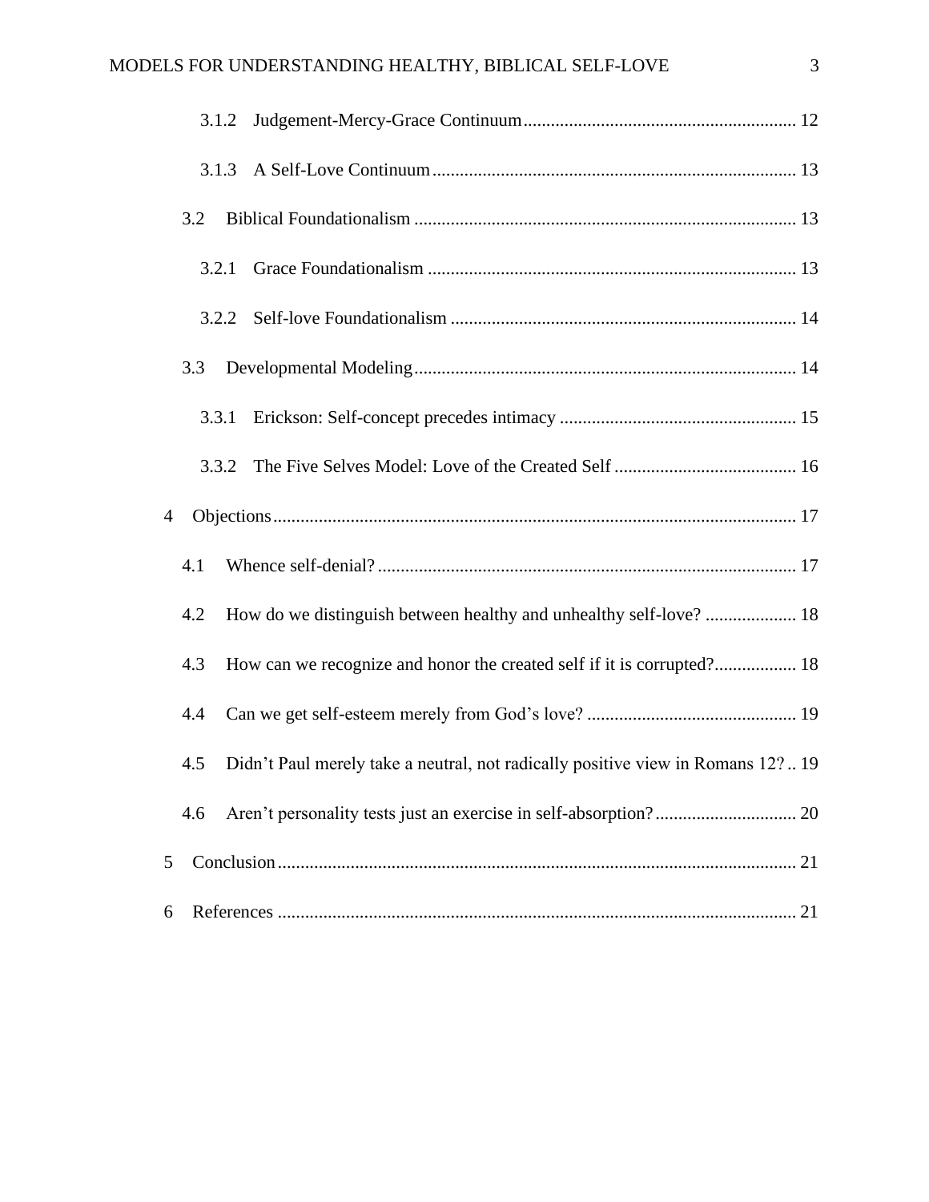3.1.2 Judgement-Mercy-Grace Continuum ........................................................... 12

3.1.3 A Self-Love Continuum ............................................................................... 13

3.2 Biblical Foundationalism ................................................................................... 13

3.2.1 Grace Foundationalism ................................................................................ 13

3.2.2 Self-love Foundationalism ........................................................................... 14

3.3 Developmental Modeling ................................................................................... 14

3.3.1 Erickson: Self-concept precedes intimacy .................................................... 15

3.3.2 The Five Selves Model: Love of the Created Self ........................................ 16

4 Objections .................................................................................................................. 17

4.1 Whence self-denial? ........................................................................................... 17

4.2 How do we distinguish between healthy and unhealthy self-love? .................... 18

4.3 How can we recognize and honor the created self if it is corrupted? .................. 18

4.4 Can we get self-esteem merely from God's love? .............................................. 19

4.5 Didn't Paul merely take a neutral, not radically positive view in Romans 12? .. 19

4.6 Aren't personality tests just an exercise in self-absorption? ............................... 20

5 Conclusion ................................................................................................................. 21

6 References ................................................................................................................. 21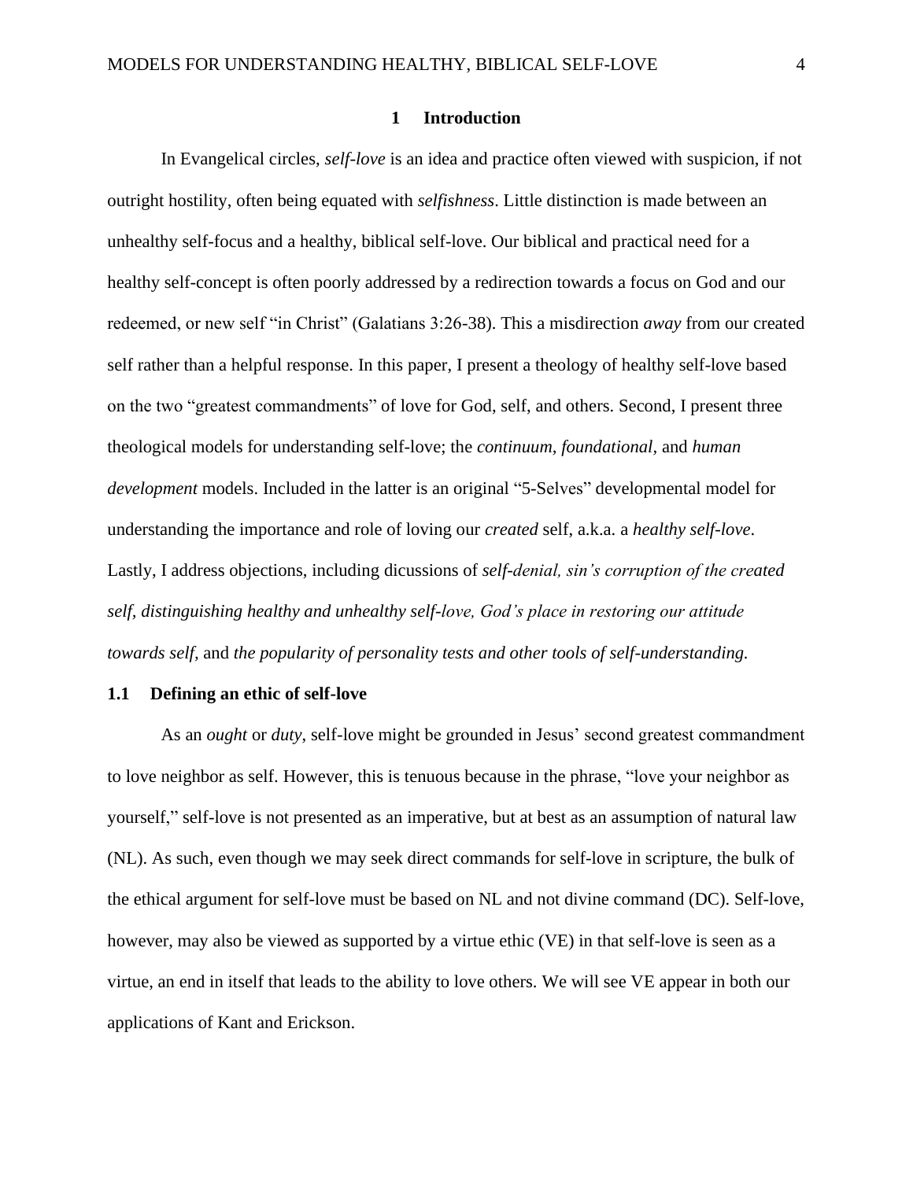# 1 Introduction

In Evangelical circles, *self-love* is an idea and practice often viewed with suspicion, if not outright hostility, often being equated with *selfishness*. Little distinction is made between an unhealthy self-focus and a healthy, biblical self-love. Our biblical and practical need for a healthy self-concept is often poorly addressed by a redirection towards a focus on God and our redeemed, or new self "in Christ" (Galatians 3:26-38). This a misdirection *away* from our created self rather than a helpful response. In this paper, I present a theology of healthy self-love based on the two "greatest commandments" of love for God, self, and others. Second, I present three theological models for understanding self-love; the *continuum, foundational,* and *human development* models. Included in the latter is an original "5-Selves" developmental model for understanding the importance and role of loving our *created* self, a.k.a. a *healthy self-love*. Lastly, I address objections, including dicussions of *self-denial, sin's corruption of the created self, distinguishing healthy and unhealthy self-love, God's place in restoring our attitude towards self,* and *the popularity of personality tests and other tools of self-understanding.*

## 1.1 Defining an ethic of self-love

As an *ought* or *duty*, self-love might be grounded in Jesus' second greatest commandment to love neighbor as self. However, this is tenuous because in the phrase, "love your neighbor as yourself," self-love is not presented as an imperative, but at best as an assumption of natural law (NL). As such, even though we may seek direct commands for self-love in scripture, the bulk of the ethical argument for self-love must be based on NL and not divine command (DC). Self-love, however, may also be viewed as supported by a virtue ethic (VE) in that self-love is seen as a virtue, an end in itself that leads to the ability to love others. We will see VE appear in both our applications of Kant and Erickson.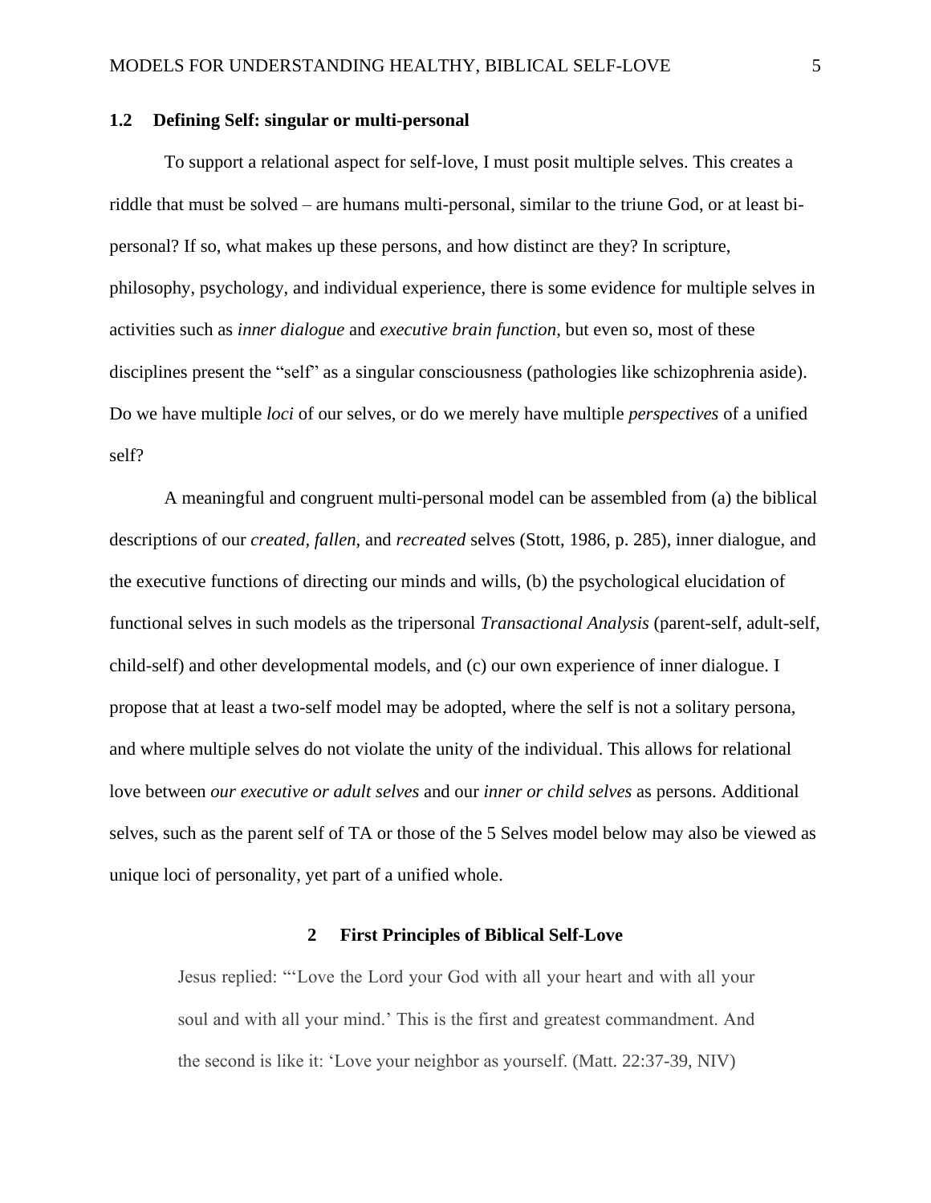### 1.2 Defining Self: singular or multi-personal

To support a relational aspect for self-love, I must posit multiple selves. This creates a riddle that must be solved – are humans multi-personal, similar to the triune God, or at least bi-personal? If so, what makes up these persons, and how distinct are they? In scripture, philosophy, psychology, and individual experience, there is some evidence for multiple selves in activities such as *inner dialogue* and *executive brain function*, but even so, most of these disciplines present the "self" as a singular consciousness (pathologies like schizophrenia aside). Do we have multiple *loci* of our selves, or do we merely have multiple *perspectives* of a unified self?

A meaningful and congruent multi-personal model can be assembled from (a) the biblical descriptions of our *created, fallen,* and *recreated* selves (Stott, 1986, p. 285), inner dialogue, and the executive functions of directing our minds and wills, (b) the psychological elucidation of functional selves in such models as the tripersonal *Transactional Analysis* (parent-self, adult-self, child-self) and other developmental models, and (c) our own experience of inner dialogue. I propose that at least a two-self model may be adopted, where the self is not a solitary persona, and where multiple selves do not violate the unity of the individual. This allows for relational love between *our executive or adult selves* and our *inner or child selves* as persons. Additional selves, such as the parent self of TA or those of the 5 Selves model below may also be viewed as unique loci of personality, yet part of a unified whole.

## 2 First Principles of Biblical Self-Love

> Jesus replied: "'Love the Lord your God with all your heart and with all your soul and with all your mind.' This is the first and greatest commandment. And the second is like it: 'Love your neighbor as yourself. (Matt. 22:37-39, NIV)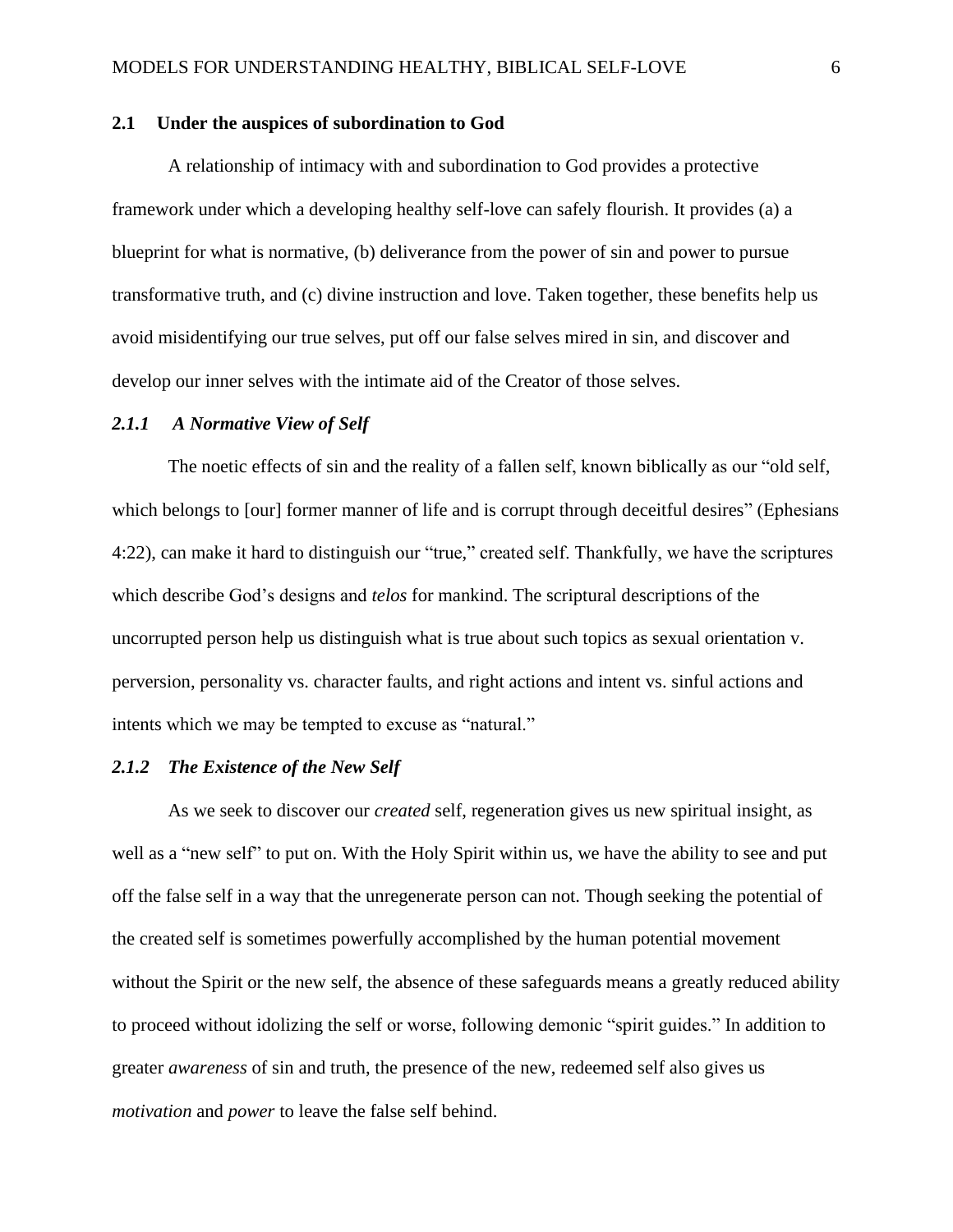## 2.1 Under the auspices of subordination to God

A relationship of intimacy with and subordination to God provides a protective framework under which a developing healthy self-love can safely flourish. It provides (a) a blueprint for what is normative, (b) deliverance from the power of sin and power to pursue transformative truth, and (c) divine instruction and love. Taken together, these benefits help us avoid misidentifying our true selves, put off our false selves mired in sin, and discover and develop our inner selves with the intimate aid of the Creator of those selves.

### *2.1.1 A Normative View of Self*

The noetic effects of sin and the reality of a fallen self, known biblically as our "old self, which belongs to [our] former manner of life and is corrupt through deceitful desires" (Ephesians 4:22), can make it hard to distinguish our "true," created self. Thankfully, we have the scriptures which describe God's designs and *telos* for mankind. The scriptural descriptions of the uncorrupted person help us distinguish what is true about such topics as sexual orientation v. perversion, personality vs. character faults, and right actions and intent vs. sinful actions and intents which we may be tempted to excuse as "natural."

### *2.1.2 The Existence of the New Self*

As we seek to discover our *created* self, regeneration gives us new spiritual insight, as well as a "new self" to put on. With the Holy Spirit within us, we have the ability to see and put off the false self in a way that the unregenerate person can not. Though seeking the potential of the created self is sometimes powerfully accomplished by the human potential movement without the Spirit or the new self, the absence of these safeguards means a greatly reduced ability to proceed without idolizing the self or worse, following demonic "spirit guides." In addition to greater *awareness* of sin and truth, the presence of the new, redeemed self also gives us *motivation* and *power* to leave the false self behind.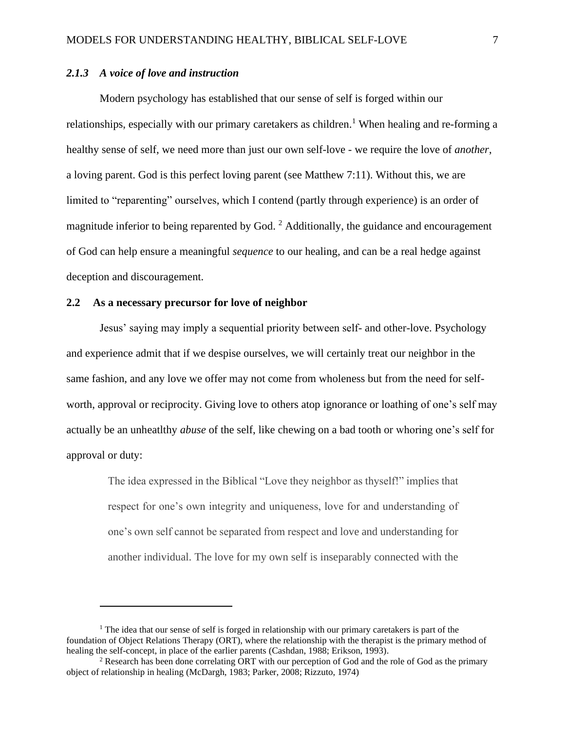### *2.1.3 A voice of love and instruction*

Modern psychology has established that our sense of self is forged within our relationships, especially with our primary caretakers as children.[1] When healing and re-forming a healthy sense of self, we need more than just our own self-love - we require the love of *another*, a loving parent. God is this perfect loving parent (see Matthew 7:11). Without this, we are limited to "reparenting" ourselves, which I contend (partly through experience) is an order of magnitude inferior to being reparented by God. [2] Additionally, the guidance and encouragement of God can help ensure a meaningful *sequence* to our healing, and can be a real hedge against deception and discouragement.

## **2.2 As a necessary precursor for love of neighbor**

Jesus' saying may imply a sequential priority between self- and other-love. Psychology and experience admit that if we despise ourselves, we will certainly treat our neighbor in the same fashion, and any love we offer may not come from wholeness but from the need for self-worth, approval or reciprocity. Giving love to others atop ignorance or loathing of one's self may actually be an unheatlthy *abuse* of the self, like chewing on a bad tooth or whoring one's self for approval or duty:

> The idea expressed in the Biblical "Love they neighbor as thyself!" implies that respect for one's own integrity and uniqueness, love for and understanding of one's own self cannot be separated from respect and love and understanding for another individual. The love for my own self is inseparably connected with the

[1] The idea that our sense of self is forged in relationship with our primary caretakers is part of the foundation of Object Relations Therapy (ORT), where the relationship with the therapist is the primary method of healing the self-concept, in place of the earlier parents (Cashdan, 1988; Erikson, 1993).

[2] Research has been done correlating ORT with our perception of God and the role of God as the primary object of relationship in healing (McDargh, 1983; Parker, 2008; Rizzuto, 1974)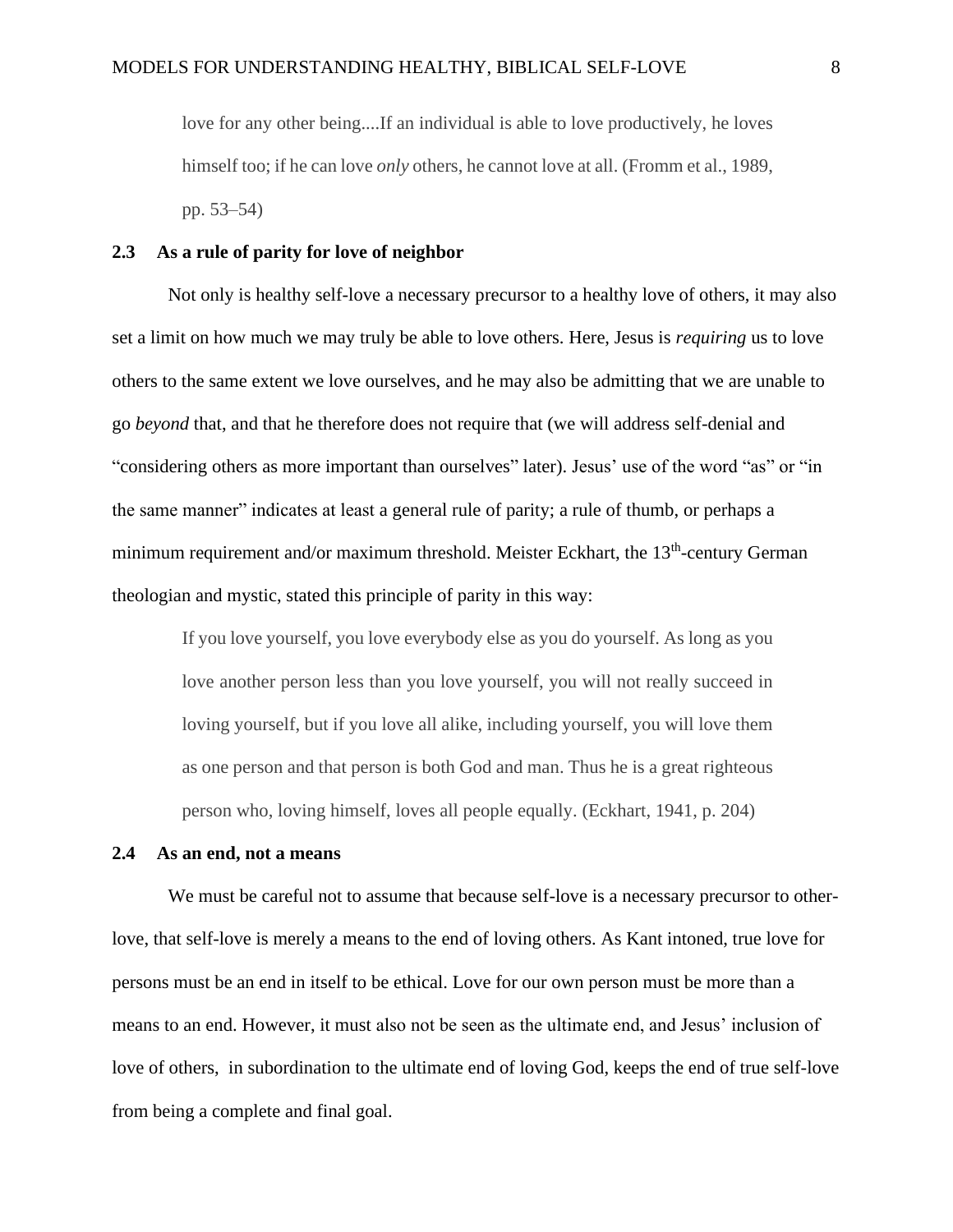> love for any other being....If an individual is able to love productively, he loves himself too; if he can love *only* others, he cannot love at all. (Fromm et al., 1989, pp. 53–54)

### 2.3 As a rule of parity for love of neighbor

Not only is healthy self-love a necessary precursor to a healthy love of others, it may also set a limit on how much we may truly be able to love others. Here, Jesus is *requiring* us to love others to the same extent we love ourselves, and he may also be admitting that we are unable to go *beyond* that, and that he therefore does not require that (we will address self-denial and "considering others as more important than ourselves" later). Jesus' use of the word "as" or "in the same manner" indicates at least a general rule of parity; a rule of thumb, or perhaps a minimum requirement and/or maximum threshold. Meister Eckhart, the 13th-century German theologian and mystic, stated this principle of parity in this way:

> If you love yourself, you love everybody else as you do yourself. As long as you love another person less than you love yourself, you will not really succeed in loving yourself, but if you love all alike, including yourself, you will love them as one person and that person is both God and man. Thus he is a great righteous person who, loving himself, loves all people equally. (Eckhart, 1941, p. 204)

### 2.4 As an end, not a means

We must be careful not to assume that because self-love is a necessary precursor to other-love, that self-love is merely a means to the end of loving others. As Kant intoned, true love for persons must be an end in itself to be ethical. Love for our own person must be more than a means to an end. However, it must also not be seen as the ultimate end, and Jesus' inclusion of love of others, in subordination to the ultimate end of loving God, keeps the end of true self-love from being a complete and final goal.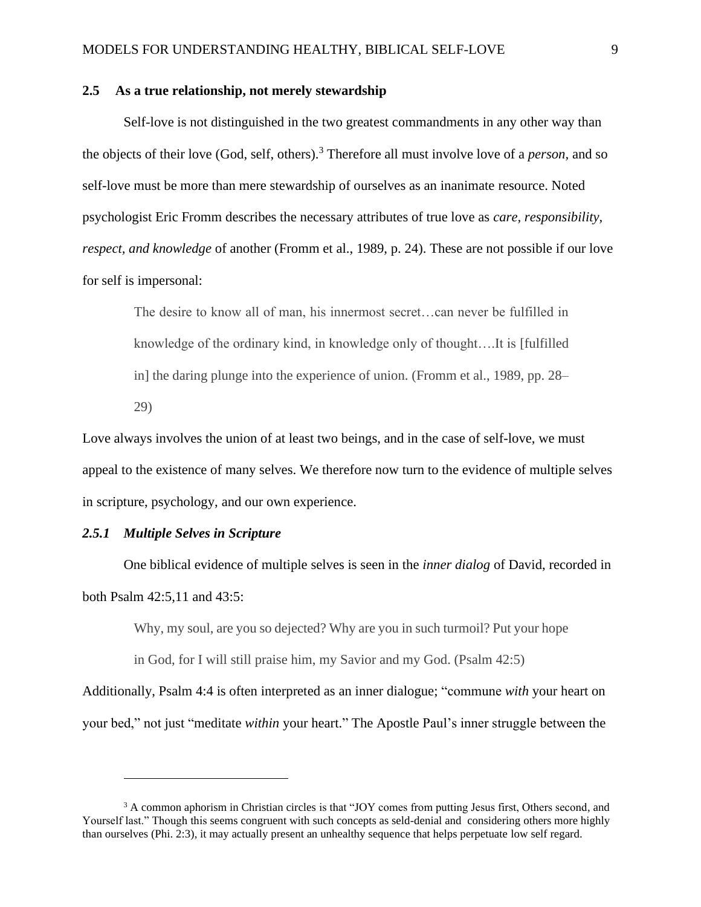## 2.5 As a true relationship, not merely stewardship

Self-love is not distinguished in the two greatest commandments in any other way than the objects of their love (God, self, others).[3] Therefore all must involve love of a *person*, and so self-love must be more than mere stewardship of ourselves as an inanimate resource. Noted psychologist Eric Fromm describes the necessary attributes of true love as *care, responsibility, respect, and knowledge* of another (Fromm et al., 1989, p. 24). These are not possible if our love for self is impersonal:

> The desire to know all of man, his innermost secret…can never be fulfilled in knowledge of the ordinary kind, in knowledge only of thought….It is [fulfilled in] the daring plunge into the experience of union. (Fromm et al., 1989, pp. 28–29)

Love always involves the union of at least two beings, and in the case of self-love, we must appeal to the existence of many selves. We therefore now turn to the evidence of multiple selves in scripture, psychology, and our own experience.

### *2.5.1 Multiple Selves in Scripture*

One biblical evidence of multiple selves is seen in the *inner dialog* of David, recorded in both Psalm 42:5,11 and 43:5:

> Why, my soul, are you so dejected? Why are you in such turmoil? Put your hope in God, for I will still praise him, my Savior and my God. (Psalm 42:5)

Additionally, Psalm 4:4 is often interpreted as an inner dialogue; "commune *with* your heart on your bed," not just "meditate *within* your heart." The Apostle Paul's inner struggle between the

---

[3] A common aphorism in Christian circles is that "JOY comes from putting Jesus first, Others second, and Yourself last." Though this seems congruent with such concepts as seld-denial and considering others more highly than ourselves (Phi. 2:3), it may actually present an unhealthy sequence that helps perpetuate low self regard.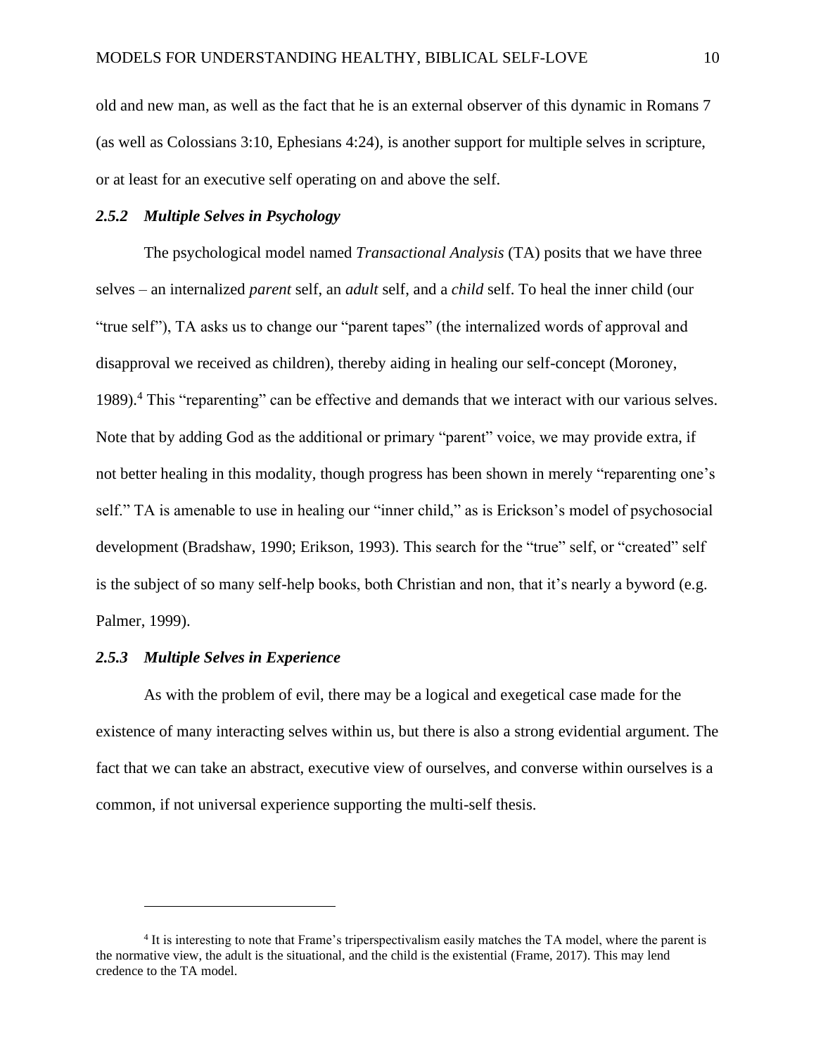old and new man, as well as the fact that he is an external observer of this dynamic in Romans 7 (as well as Colossians 3:10, Ephesians 4:24), is another support for multiple selves in scripture, or at least for an executive self operating on and above the self.

### *2.5.2 Multiple Selves in Psychology*

The psychological model named *Transactional Analysis* (TA) posits that we have three selves – an internalized *parent* self, an *adult* self, and a *child* self. To heal the inner child (our "true self"), TA asks us to change our "parent tapes" (the internalized words of approval and disapproval we received as children), thereby aiding in healing our self-concept (Moroney, 1989).[4] This "reparenting" can be effective and demands that we interact with our various selves. Note that by adding God as the additional or primary "parent" voice, we may provide extra, if not better healing in this modality, though progress has been shown in merely "reparenting one's self." TA is amenable to use in healing our "inner child," as is Erickson's model of psychosocial development (Bradshaw, 1990; Erikson, 1993). This search for the "true" self, or "created" self is the subject of so many self-help books, both Christian and non, that it's nearly a byword (e.g. Palmer, 1999).

### *2.5.3 Multiple Selves in Experience*

As with the problem of evil, there may be a logical and exegetical case made for the existence of many interacting selves within us, but there is also a strong evidential argument. The fact that we can take an abstract, executive view of ourselves, and converse within ourselves is a common, if not universal experience supporting the multi-self thesis.

---

[4] It is interesting to note that Frame's triperspectivalism easily matches the TA model, where the parent is the normative view, the adult is the situational, and the child is the existential (Frame, 2017). This may lend credence to the TA model.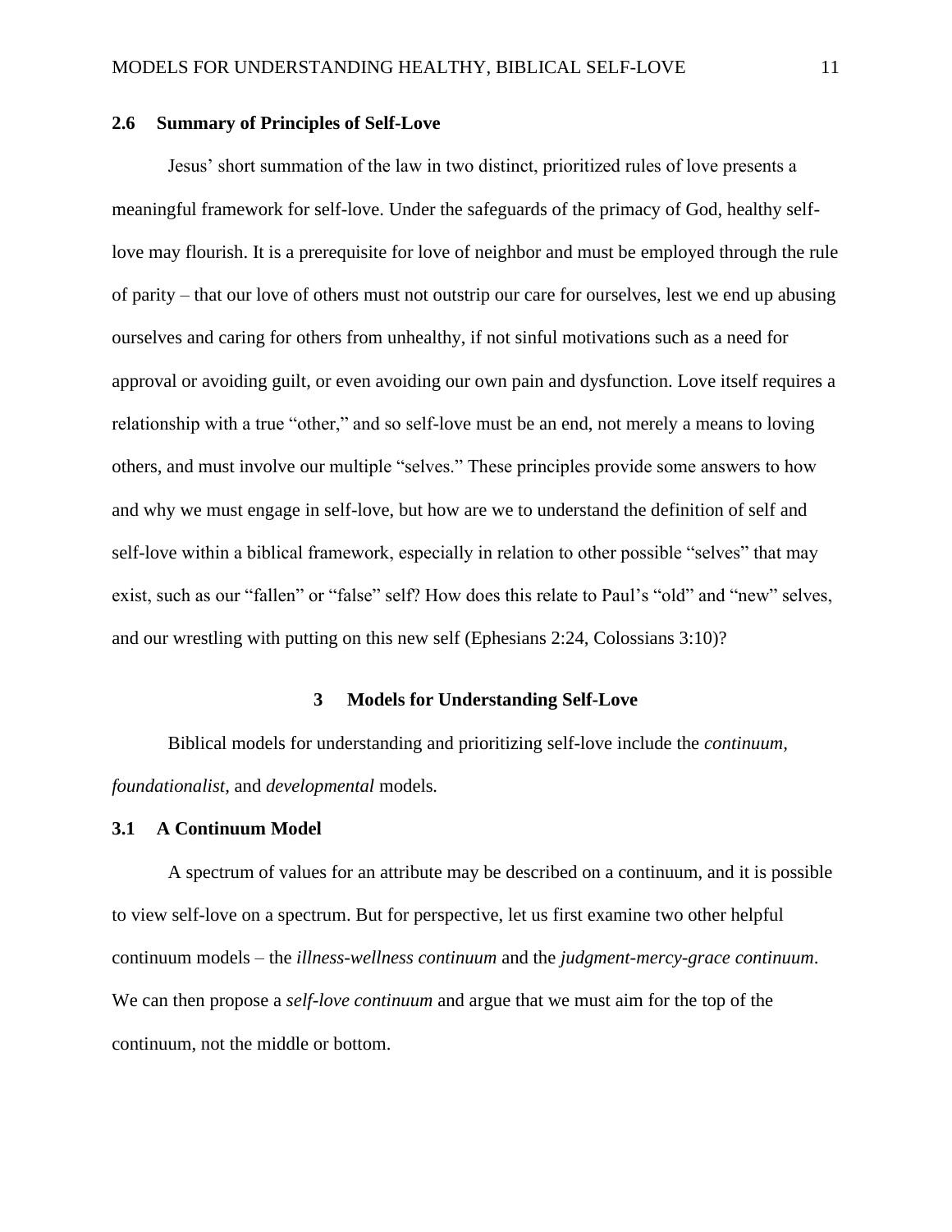### 2.6 Summary of Principles of Self-Love

Jesus' short summation of the law in two distinct, prioritized rules of love presents a meaningful framework for self-love. Under the safeguards of the primacy of God, healthy self-love may flourish. It is a prerequisite for love of neighbor and must be employed through the rule of parity – that our love of others must not outstrip our care for ourselves, lest we end up abusing ourselves and caring for others from unhealthy, if not sinful motivations such as a need for approval or avoiding guilt, or even avoiding our own pain and dysfunction. Love itself requires a relationship with a true "other," and so self-love must be an end, not merely a means to loving others, and must involve our multiple "selves." These principles provide some answers to how and why we must engage in self-love, but how are we to understand the definition of self and self-love within a biblical framework, especially in relation to other possible "selves" that may exist, such as our "fallen" or "false" self? How does this relate to Paul's "old" and "new" selves, and our wrestling with putting on this new self (Ephesians 2:24, Colossians 3:10)?

## 3 Models for Understanding Self-Love

Biblical models for understanding and prioritizing self-love include the *continuum*, *foundationalist*, and *developmental* models.

### 3.1 A Continuum Model

A spectrum of values for an attribute may be described on a continuum, and it is possible to view self-love on a spectrum. But for perspective, let us first examine two other helpful continuum models – the *illness-wellness continuum* and the *judgment-mercy-grace continuum*. We can then propose a *self-love continuum* and argue that we must aim for the top of the continuum, not the middle or bottom.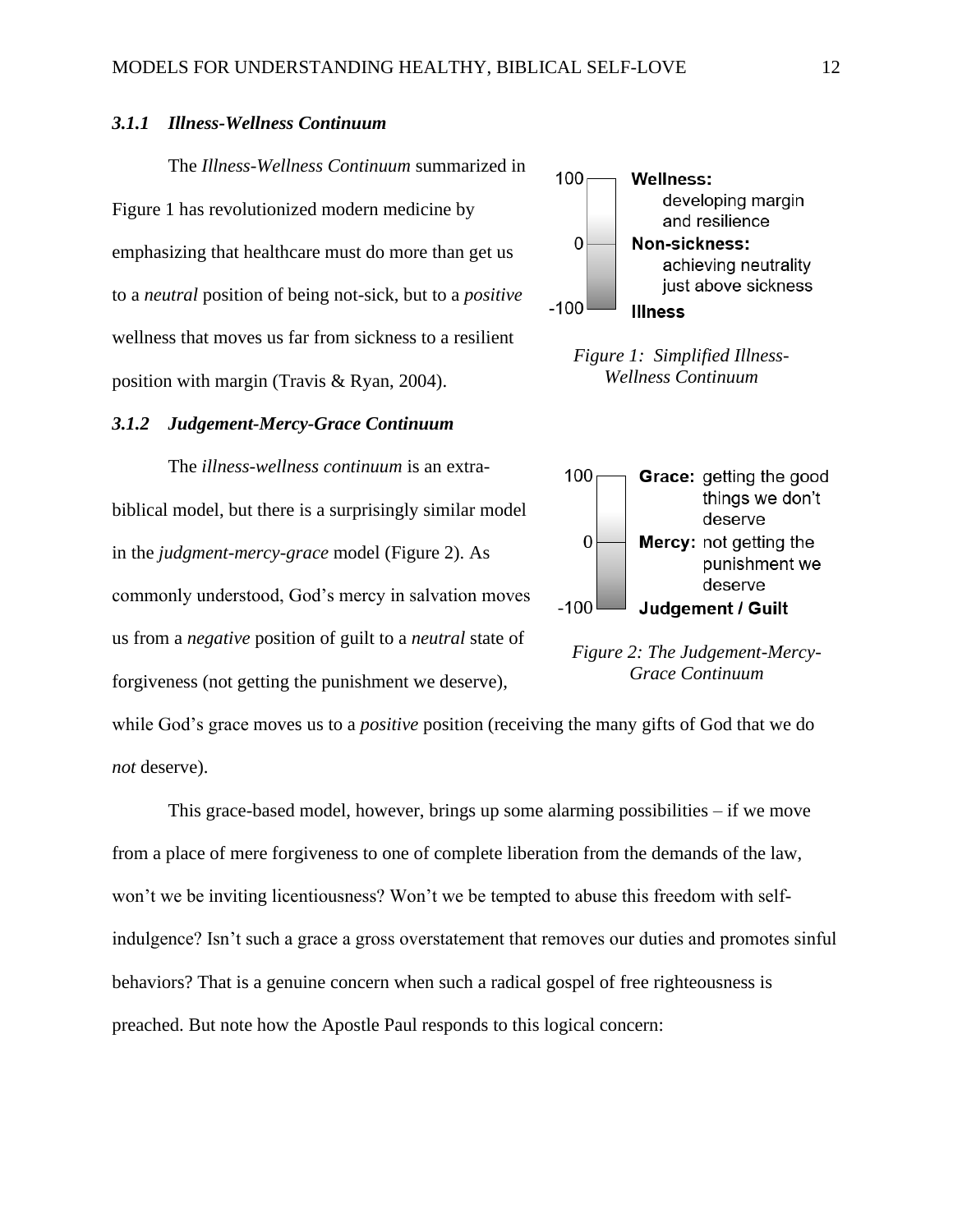### *3.1.1 Illness-Wellness Continuum*

The *Illness-Wellness Continuum* summarized in Figure 1 has revolutionized modern medicine by emphasizing that healthcare must do more than get us to a *neutral* position of being not-sick, but to a *positive* wellness that moves us far from sickness to a resilient position with margin (Travis & Ryan, 2004).

100 **Wellness:** developing margin and resilience

0 **Non-sickness:** achieving neutrality just above sickness

-100 **Illness**

*Figure 1: Simplified Illness-Wellness Continuum*

### *3.1.2 Judgement-Mercy-Grace Continuum*

The *illness-wellness continuum* is an extra-biblical model, but there is a surprisingly similar model in the *judgment-mercy-grace* model (Figure 2). As commonly understood, God's mercy in salvation moves us from a *negative* position of guilt to a *neutral* state of forgiveness (not getting the punishment we deserve), while God's grace moves us to a *positive* position (receiving the many gifts of God that we do *not* deserve).

100 **Grace:** getting the good things we don't deserve

0 **Mercy:** not getting the punishment we deserve

-100 **Judgement / Guilt**

*Figure 2: The Judgement-Mercy-Grace Continuum*

This grace-based model, however, brings up some alarming possibilities – if we move from a place of mere forgiveness to one of complete liberation from the demands of the law, won't we be inviting licentiousness? Won't we be tempted to abuse this freedom with self-indulgence? Isn't such a grace a gross overstatement that removes our duties and promotes sinful behaviors? That is a genuine concern when such a radical gospel of free righteousness is preached. But note how the Apostle Paul responds to this logical concern: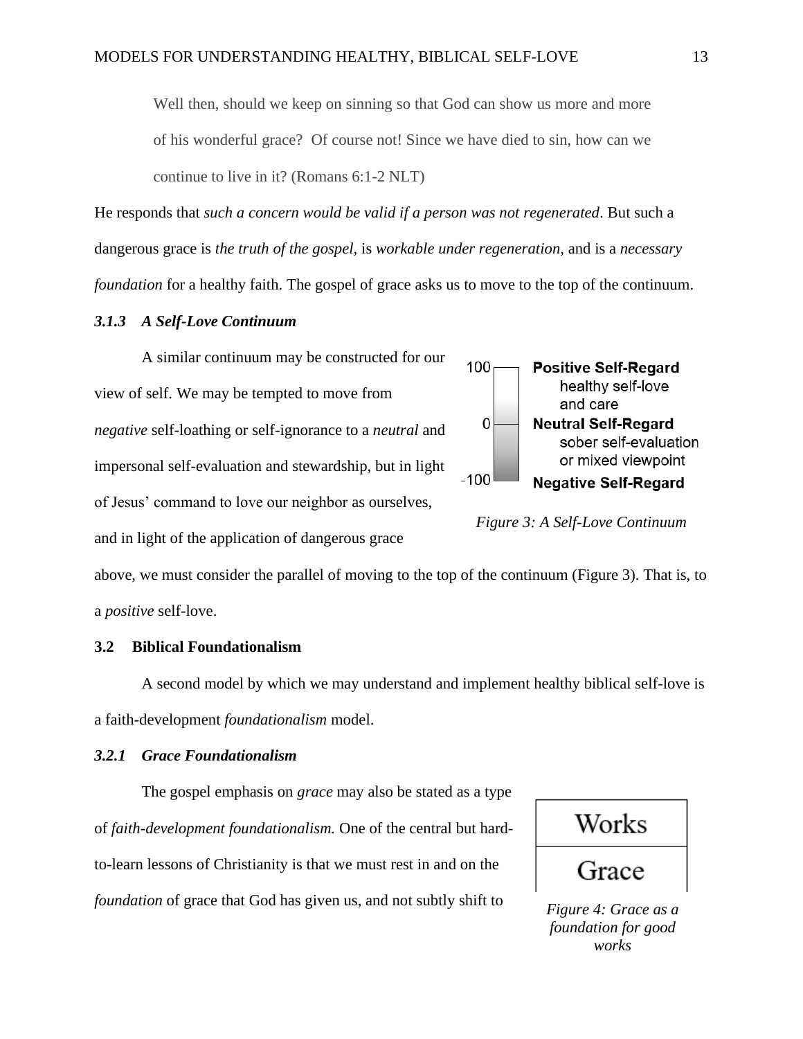> Well then, should we keep on sinning so that God can show us more and more of his wonderful grace? Of course not! Since we have died to sin, how can we continue to live in it? (Romans 6:1-2 NLT)

He responds that *such a concern would be valid if a person was not regenerated*. But such a dangerous grace is *the truth of the gospel*, is *workable under regeneration*, and is a *necessary foundation* for a healthy faith. The gospel of grace asks us to move to the top of the continuum.

### *3.1.3 A Self-Love Continuum*

A similar continuum may be constructed for our view of self. We may be tempted to move from *negative* self-loathing or self-ignorance to a *neutral* and impersonal self-evaluation and stewardship, but in light of Jesus' command to love our neighbor as ourselves, and in light of the application of dangerous grace above, we must consider the parallel of moving to the top of the continuum (Figure 3). That is, to a *positive* self-love.

| | |
|---|---|
| 100 | **Positive Self-Regard** healthy self-love and care |
| 0 | **Neutral Self-Regard** sober self-evaluation or mixed viewpoint |
| -100 | **Negative Self-Regard** |

*Figure 3: A Self-Love Continuum*

## 3.2 Biblical Foundationalism

A second model by which we may understand and implement healthy biblical self-love is a faith-development *foundationalism* model.

### *3.2.1 Grace Foundationalism*

The gospel emphasis on *grace* may also be stated as a type of *faith-development foundationalism.* One of the central but hard-to-learn lessons of Christianity is that we must rest in and on the *foundation* of grace that God has given us, and not subtly shift to

| Works |
|---|
| Grace |

*Figure 4: Grace as a foundation for good works*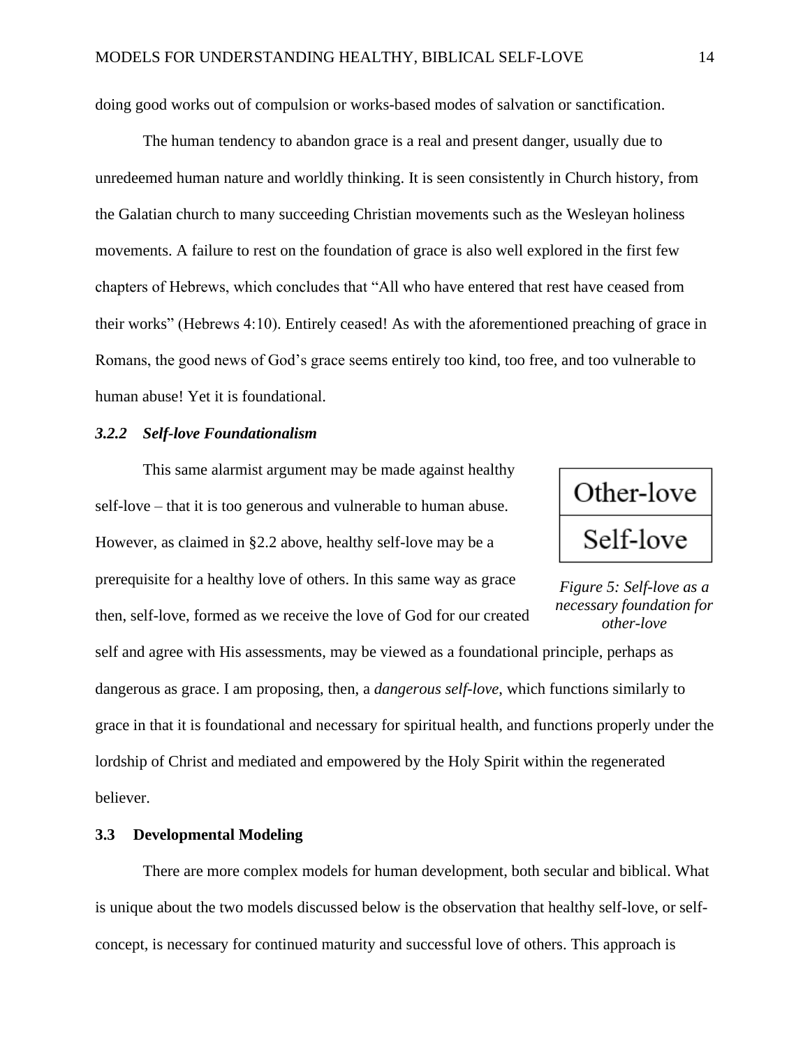doing good works out of compulsion or works-based modes of salvation or sanctification.

The human tendency to abandon grace is a real and present danger, usually due to unredeemed human nature and worldly thinking. It is seen consistently in Church history, from the Galatian church to many succeeding Christian movements such as the Wesleyan holiness movements. A failure to rest on the foundation of grace is also well explored in the first few chapters of Hebrews, which concludes that “All who have entered that rest have ceased from their works” (Hebrews 4:10). Entirely ceased! As with the aforementioned preaching of grace in Romans, the good news of God’s grace seems entirely too kind, too free, and too vulnerable to human abuse! Yet it is foundational.

#### *3.2.2 Self-love Foundationalism*

This same alarmist argument may be made against healthy self-love – that it is too generous and vulnerable to human abuse. However, as claimed in §2.2 above, healthy self-love may be a prerequisite for a healthy love of others. In this same way as grace then, self-love, formed as we receive the love of God for our created self and agree with His assessments, may be viewed as a foundational principle, perhaps as dangerous as grace. I am proposing, then, a *dangerous self-love*, which functions similarly to grace in that it is foundational and necessary for spiritual health, and functions properly under the lordship of Christ and mediated and empowered by the Holy Spirit within the regenerated believer.

| Other-love |
| --- |
| Self-love |

*Figure 5: Self-love as a necessary foundation for other-love*

### 3.3 Developmental Modeling

There are more complex models for human development, both secular and biblical. What is unique about the two models discussed below is the observation that healthy self-love, or self-concept, is necessary for continued maturity and successful love of others. This approach is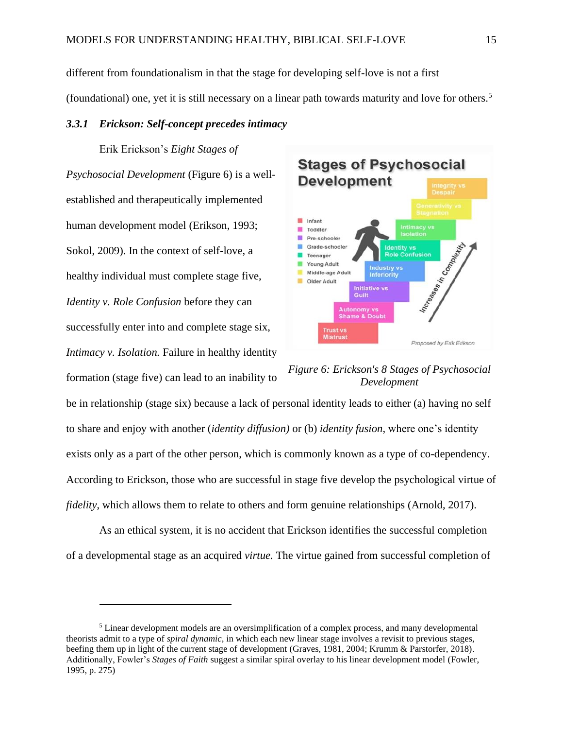different from foundationalism in that the stage for developing self-love is not a first (foundational) one, yet it is still necessary on a linear path towards maturity and love for others.[5]

### 3.3.1 Erickson: Self-concept precedes intimacy

Erik Erickson's *Eight Stages of Psychosocial Development* (Figure 6) is a well-established and therapeutically implemented human development model (Erikson, 1993; Sokol, 2009). In the context of self-love, a healthy individual must complete stage five, *Identity v. Role Confusion* before they can successfully enter into and complete stage six, *Intimacy v. Isolation.* Failure in healthy identity formation (stage five) can lead to an inability to be in relationship (stage six) because a lack of personal identity leads to either (a) having no self to share and enjoy with another (*identity diffusion)* or (b) *identity fusion*, where one's identity exists only as a part of the other person, which is commonly known as a type of co-dependency. According to Erickson, those who are successful in stage five develop the psychological virtue of *fidelity*, which allows them to relate to others and form genuine relationships (Arnold, 2017).

*Figure 6: Erickson's 8 Stages of Psychosocial Development*

As an ethical system, it is no accident that Erickson identifies the successful completion of a developmental stage as an acquired *virtue.* The virtue gained from successful completion of

---

[5] Linear development models are an oversimplification of a complex process, and many developmental theorists admit to a type of *spiral dynamic*, in which each new linear stage involves a revisit to previous stages, beefing them up in light of the current stage of development (Graves, 1981, 2004; Krumm & Parstorfer, 2018). Additionally, Fowler's *Stages of Faith* suggest a similar spiral overlay to his linear development model (Fowler, 1995, p. 275)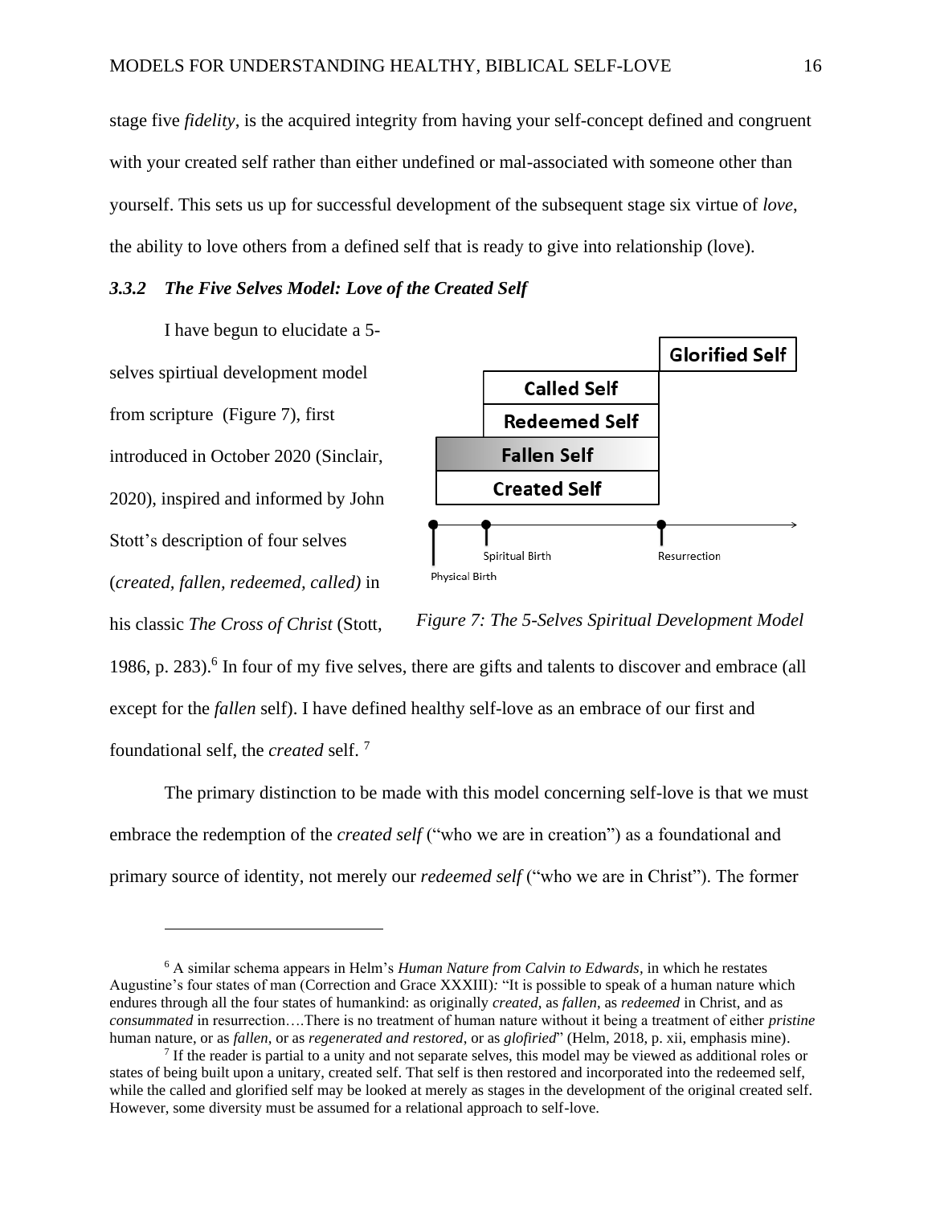stage five *fidelity*, is the acquired integrity from having your self-concept defined and congruent with your created self rather than either undefined or mal-associated with someone other than yourself. This sets us up for successful development of the subsequent stage six virtue of *love*, the ability to love others from a defined self that is ready to give into relationship (love).

### ***3.3.2 The Five Selves Model: Love of the Created Self***

I have begun to elucidate a 5-selves spirtiual development model from scripture (Figure 7), first introduced in October 2020 (Sinclair, 2020), inspired and informed by John Stott's description of four selves (*created, fallen, redeemed, called)* in his classic *The Cross of Christ* (Stott, 1986, p. 283).[6] In four of my five selves, there are gifts and talents to discover and embrace (all except for the *fallen* self). I have defined healthy self-love as an embrace of our first and foundational self, the *created* self. [7]

Glorified Self

Called Self

Redeemed Self

Fallen Self

Created Self

Physical Birth — Spiritual Birth — Resurrection

*Figure 7: The 5-Selves Spiritual Development Model*

The primary distinction to be made with this model concerning self-love is that we must embrace the redemption of the *created self* ("who we are in creation") as a foundational and primary source of identity, not merely our *redeemed self* ("who we are in Christ"). The former

---

[6] A similar schema appears in Helm's *Human Nature from Calvin to Edwards*, in which he restates Augustine's four states of man (Correction and Grace XXXII)*:* "It is possible to speak of a human nature which endures through all the four states of humankind: as originally *created*, as *fallen*, as *redeemed* in Christ, and as *consummated* in resurrection….There is no treatment of human nature without it being a treatment of either *pristine* human nature, or as *fallen*, or as *regenerated and restored*, or as *glofiried*" (Helm, 2018, p. xii, emphasis mine).

[7] If the reader is partial to a unity and not separate selves, this model may be viewed as additional roles or states of being built upon a unitary, created self. That self is then restored and incorporated into the redeemed self, while the called and glorified self may be looked at merely as stages in the development of the original created self. However, some diversity must be assumed for a relational approach to self-love.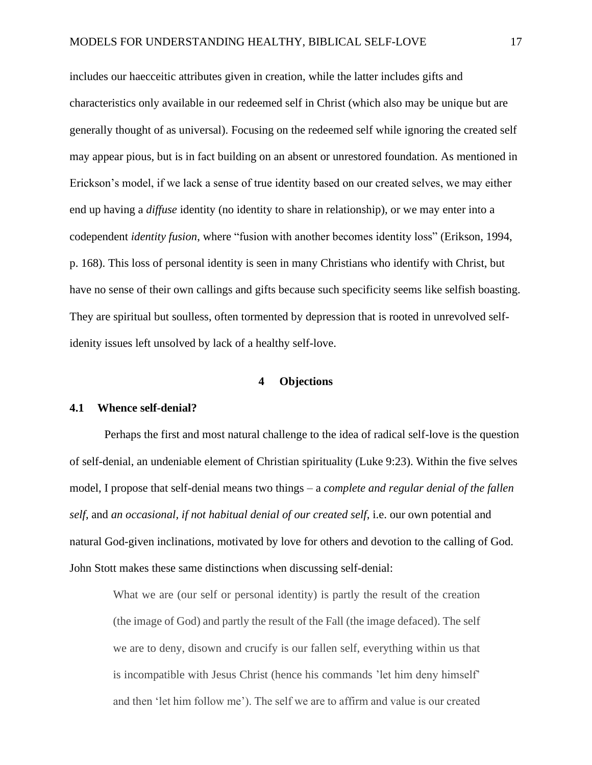includes our haecceitic attributes given in creation, while the latter includes gifts and characteristics only available in our redeemed self in Christ (which also may be unique but are generally thought of as universal). Focusing on the redeemed self while ignoring the created self may appear pious, but is in fact building on an absent or unrestored foundation. As mentioned in Erickson's model, if we lack a sense of true identity based on our created selves, we may either end up having a *diffuse* identity (no identity to share in relationship), or we may enter into a codependent *identity fusion*, where "fusion with another becomes identity loss" (Erikson, 1994, p. 168). This loss of personal identity is seen in many Christians who identify with Christ, but have no sense of their own callings and gifts because such specificity seems like selfish boasting. They are spiritual but soulless, often tormented by depression that is rooted in unrevolved self-idenity issues left unsolved by lack of a healthy self-love.

# 4 Objections

## 4.1 Whence self-denial?

Perhaps the first and most natural challenge to the idea of radical self-love is the question of self-denial, an undeniable element of Christian spirituality (Luke 9:23). Within the five selves model, I propose that self-denial means two things – a *complete and regular denial of the fallen self*, and *an occasional, if not habitual denial of our created self*, i.e. our own potential and natural God-given inclinations, motivated by love for others and devotion to the calling of God. John Stott makes these same distinctions when discussing self-denial:

> What we are (our self or personal identity) is partly the result of the creation (the image of God) and partly the result of the Fall (the image defaced). The self we are to deny, disown and crucify is our fallen self, everything within us that is incompatible with Jesus Christ (hence his commands 'let him deny himself' and then 'let him follow me'). The self we are to affirm and value is our created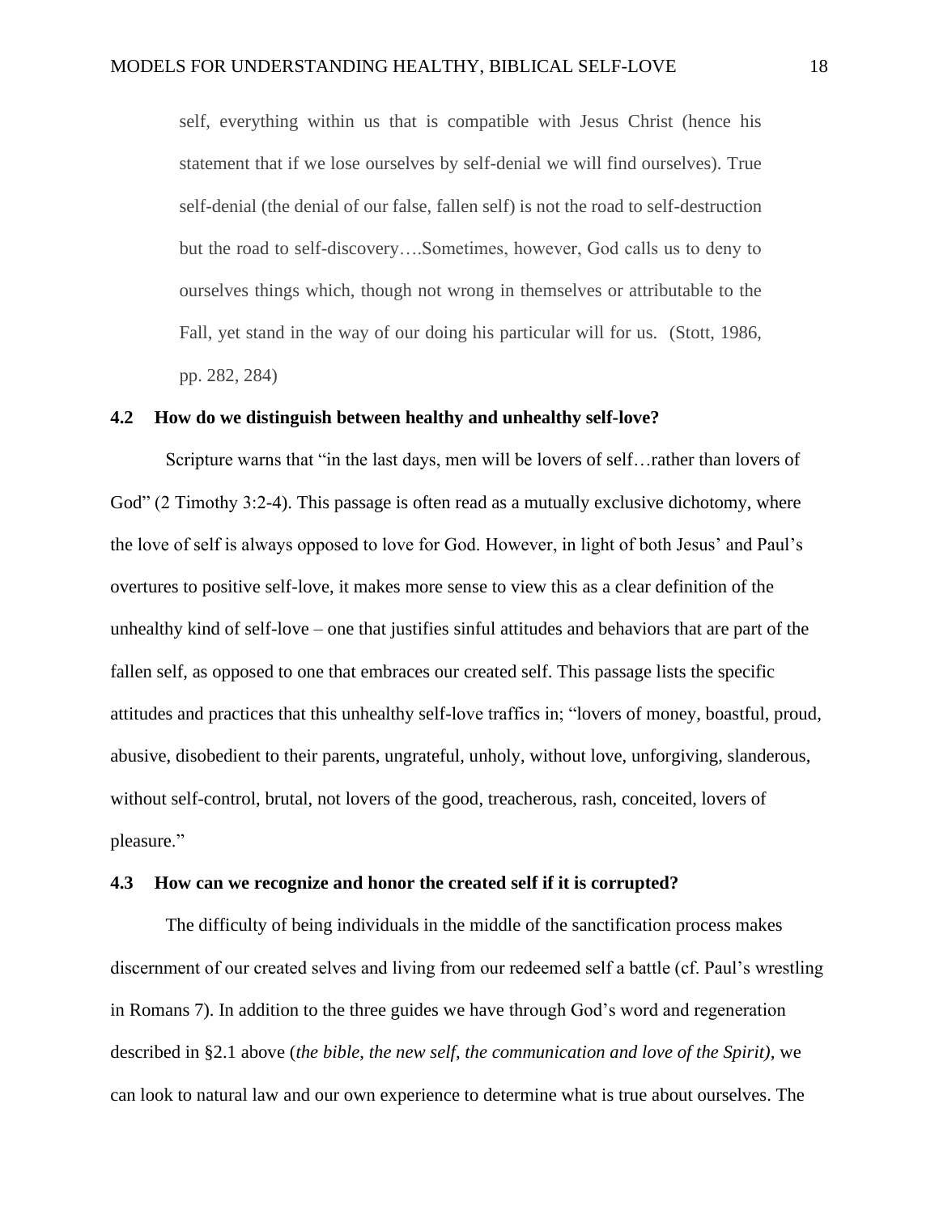> self, everything within us that is compatible with Jesus Christ (hence his statement that if we lose ourselves by self-denial we will find ourselves). True self-denial (the denial of our false, fallen self) is not the road to self-destruction but the road to self-discovery….Sometimes, however, God calls us to deny to ourselves things which, though not wrong in themselves or attributable to the Fall, yet stand in the way of our doing his particular will for us. (Stott, 1986, pp. 282, 284)

### 4.2 How do we distinguish between healthy and unhealthy self-love?

Scripture warns that "in the last days, men will be lovers of self…rather than lovers of God" (2 Timothy 3:2-4). This passage is often read as a mutually exclusive dichotomy, where the love of self is always opposed to love for God. However, in light of both Jesus' and Paul's overtures to positive self-love, it makes more sense to view this as a clear definition of the unhealthy kind of self-love – one that justifies sinful attitudes and behaviors that are part of the fallen self, as opposed to one that embraces our created self. This passage lists the specific attitudes and practices that this unhealthy self-love traffics in; "lovers of money, boastful, proud, abusive, disobedient to their parents, ungrateful, unholy, without love, unforgiving, slanderous, without self-control, brutal, not lovers of the good, treacherous, rash, conceited, lovers of pleasure."

### 4.3 How can we recognize and honor the created self if it is corrupted?

The difficulty of being individuals in the middle of the sanctification process makes discernment of our created selves and living from our redeemed self a battle (cf. Paul's wrestling in Romans 7). In addition to the three guides we have through God's word and regeneration described in §2.1 above (*the bible, the new self, the communication and love of the Spirit)*, we can look to natural law and our own experience to determine what is true about ourselves. The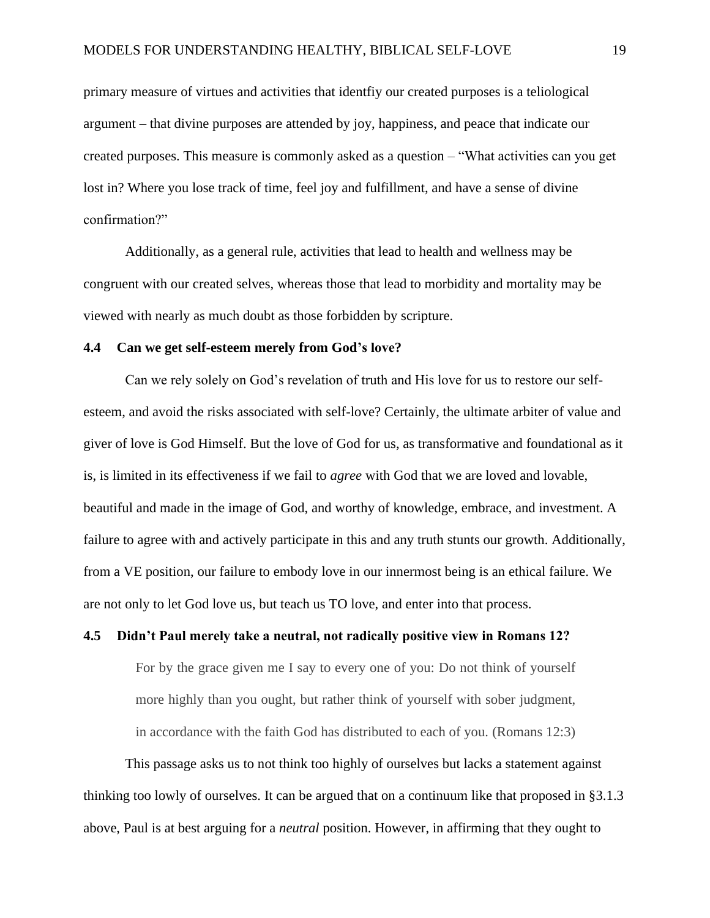primary measure of virtues and activities that identfiy our created purposes is a teliological argument – that divine purposes are attended by joy, happiness, and peace that indicate our created purposes. This measure is commonly asked as a question – "What activities can you get lost in? Where you lose track of time, feel joy and fulfillment, and have a sense of divine confirmation?"

Additionally, as a general rule, activities that lead to health and wellness may be congruent with our created selves, whereas those that lead to morbidity and mortality may be viewed with nearly as much doubt as those forbidden by scripture.

### 4.4 Can we get self-esteem merely from God's love?

Can we rely solely on God's revelation of truth and His love for us to restore our self-esteem, and avoid the risks associated with self-love? Certainly, the ultimate arbiter of value and giver of love is God Himself. But the love of God for us, as transformative and foundational as it is, is limited in its effectiveness if we fail to *agree* with God that we are loved and lovable, beautiful and made in the image of God, and worthy of knowledge, embrace, and investment. A failure to agree with and actively participate in this and any truth stunts our growth. Additionally, from a VE position, our failure to embody love in our innermost being is an ethical failure. We are not only to let God love us, but teach us TO love, and enter into that process.

### 4.5 Didn't Paul merely take a neutral, not radically positive view in Romans 12?

> For by the grace given me I say to every one of you: Do not think of yourself more highly than you ought, but rather think of yourself with sober judgment, in accordance with the faith God has distributed to each of you. (Romans 12:3)

This passage asks us to not think too highly of ourselves but lacks a statement against thinking too lowly of ourselves. It can be argued that on a continuum like that proposed in §3.1.3 above, Paul is at best arguing for a *neutral* position. However, in affirming that they ought to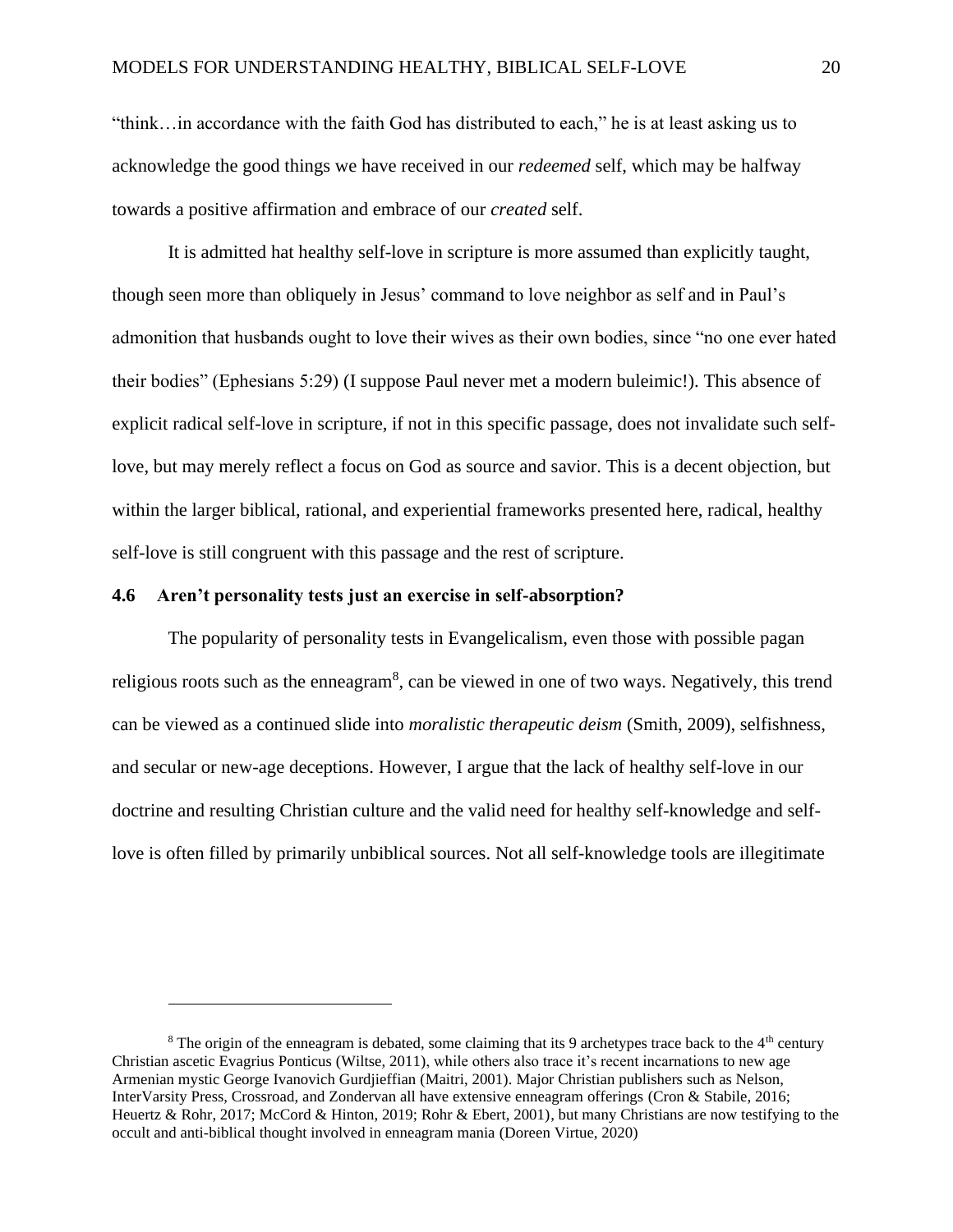"think…in accordance with the faith God has distributed to each," he is at least asking us to acknowledge the good things we have received in our *redeemed* self, which may be halfway towards a positive affirmation and embrace of our *created* self.

It is admitted hat healthy self-love in scripture is more assumed than explicitly taught, though seen more than obliquely in Jesus' command to love neighbor as self and in Paul's admonition that husbands ought to love their wives as their own bodies, since "no one ever hated their bodies" (Ephesians 5:29) (I suppose Paul never met a modern buleimic!). This absence of explicit radical self-love in scripture, if not in this specific passage, does not invalidate such self-love, but may merely reflect a focus on God as source and savior. This is a decent objection, but within the larger biblical, rational, and experiential frameworks presented here, radical, healthy self-love is still congruent with this passage and the rest of scripture.

### 4.6 Aren't personality tests just an exercise in self-absorption?

The popularity of personality tests in Evangelicalism, even those with possible pagan religious roots such as the enneagram[8], can be viewed in one of two ways. Negatively, this trend can be viewed as a continued slide into *moralistic therapeutic deism* (Smith, 2009), selfishness, and secular or new-age deceptions. However, I argue that the lack of healthy self-love in our doctrine and resulting Christian culture and the valid need for healthy self-knowledge and self-love is often filled by primarily unbiblical sources. Not all self-knowledge tools are illegitimate

---

[8] The origin of the enneagram is debated, some claiming that its 9 archetypes trace back to the 4th century Christian ascetic Evagrius Ponticus (Wiltse, 2011), while others also trace it's recent incarnations to new age Armenian mystic George Ivanovich Gurdjieffian (Maitri, 2001). Major Christian publishers such as Nelson, InterVarsity Press, Crossroad, and Zondervan all have extensive enneagram offerings (Cron & Stabile, 2016; Heuertz & Rohr, 2017; McCord & Hinton, 2019; Rohr & Ebert, 2001), but many Christians are now testifying to the occult and anti-biblical thought involved in enneagram mania (Doreen Virtue, 2020)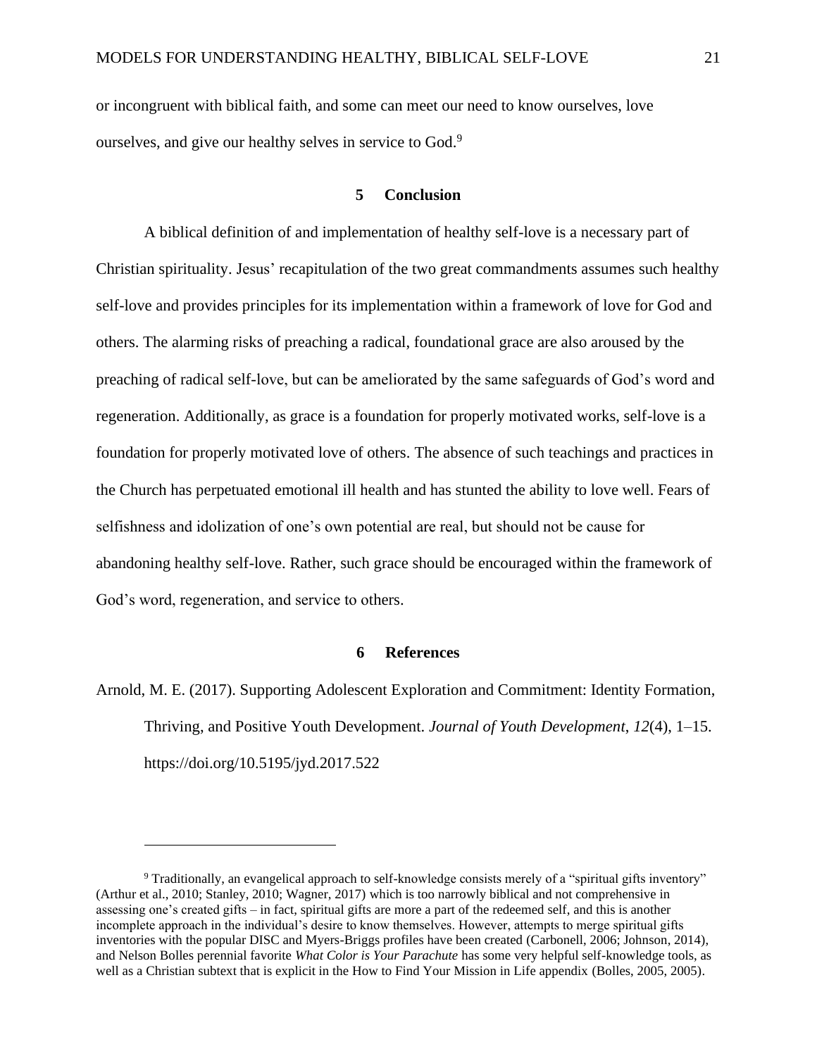or incongruent with biblical faith, and some can meet our need to know ourselves, love ourselves, and give our healthy selves in service to God.[9]

## 5 Conclusion

A biblical definition of and implementation of healthy self-love is a necessary part of Christian spirituality. Jesus' recapitulation of the two great commandments assumes such healthy self-love and provides principles for its implementation within a framework of love for God and others. The alarming risks of preaching a radical, foundational grace are also aroused by the preaching of radical self-love, but can be ameliorated by the same safeguards of God's word and regeneration. Additionally, as grace is a foundation for properly motivated works, self-love is a foundation for properly motivated love of others. The absence of such teachings and practices in the Church has perpetuated emotional ill health and has stunted the ability to love well. Fears of selfishness and idolization of one's own potential are real, but should not be cause for abandoning healthy self-love. Rather, such grace should be encouraged within the framework of God's word, regeneration, and service to others.

## 6 References

Arnold, M. E. (2017). Supporting Adolescent Exploration and Commitment: Identity Formation, Thriving, and Positive Youth Development. *Journal of Youth Development*, *12*(4), 1–15. https://doi.org/10.5195/jyd.2017.522

---

[9] Traditionally, an evangelical approach to self-knowledge consists merely of a "spiritual gifts inventory" (Arthur et al., 2010; Stanley, 2010; Wagner, 2017) which is too narrowly biblical and not comprehensive in assessing one's created gifts – in fact, spiritual gifts are more a part of the redeemed self, and this is another incomplete approach in the individual's desire to know themselves. However, attempts to merge spiritual gifts inventories with the popular DISC and Myers-Briggs profiles have been created (Carbonell, 2006; Johnson, 2014), and Nelson Bolles perennial favorite *What Color is Your Parachute* has some very helpful self-knowledge tools, as well as a Christian subtext that is explicit in the How to Find Your Mission in Life appendix (Bolles, 2005, 2005).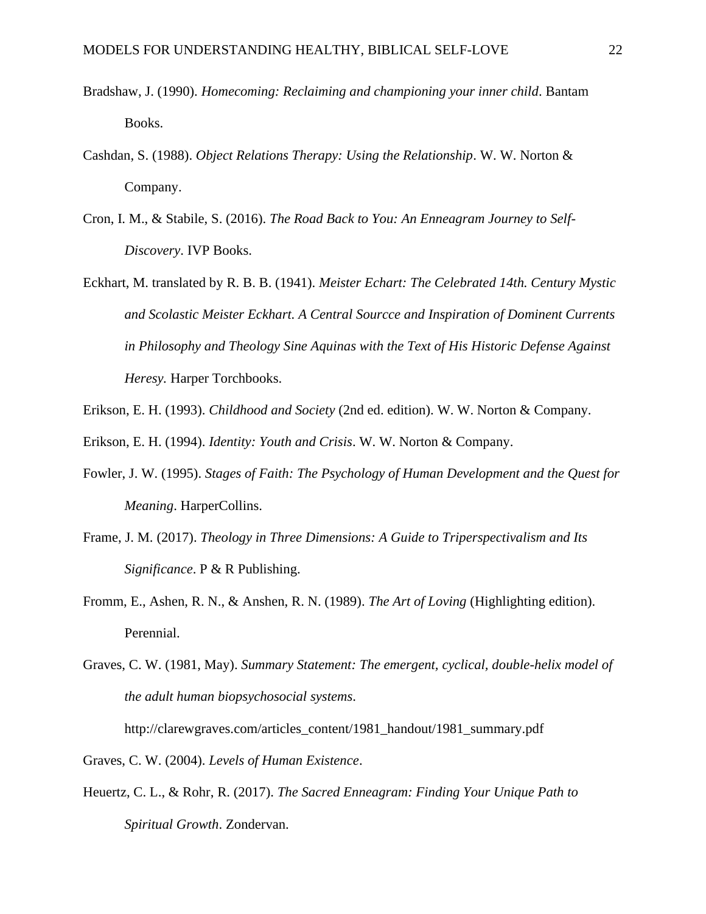Bradshaw, J. (1990). *Homecoming: Reclaiming and championing your inner child*. Bantam Books.

Cashdan, S. (1988). *Object Relations Therapy: Using the Relationship*. W. W. Norton & Company.

Cron, I. M., & Stabile, S. (2016). *The Road Back to You: An Enneagram Journey to Self-Discovery*. IVP Books.

Eckhart, M. translated by R. B. B. (1941). *Meister Echart: The Celebrated 14th. Century Mystic and Scolastic Meister Eckhart. A Central Sourcce and Inspiration of Dominent Currents in Philosophy and Theology Sine Aquinas with the Text of His Historic Defense Against Heresy.* Harper Torchbooks.

Erikson, E. H. (1993). *Childhood and Society* (2nd ed. edition). W. W. Norton & Company.

Erikson, E. H. (1994). *Identity: Youth and Crisis*. W. W. Norton & Company.

Fowler, J. W. (1995). *Stages of Faith: The Psychology of Human Development and the Quest for Meaning*. HarperCollins.

Frame, J. M. (2017). *Theology in Three Dimensions: A Guide to Triperspectivalism and Its Significance*. P & R Publishing.

Fromm, E., Ashen, R. N., & Anshen, R. N. (1989). *The Art of Loving* (Highlighting edition). Perennial.

Graves, C. W. (1981, May). *Summary Statement: The emergent, cyclical, double-helix model of the adult human biopsychosocial systems*. http://clarewgraves.com/articles_content/1981_handout/1981_summary.pdf

Graves, C. W. (2004). *Levels of Human Existence*.

Heuertz, C. L., & Rohr, R. (2017). *The Sacred Enneagram: Finding Your Unique Path to Spiritual Growth*. Zondervan.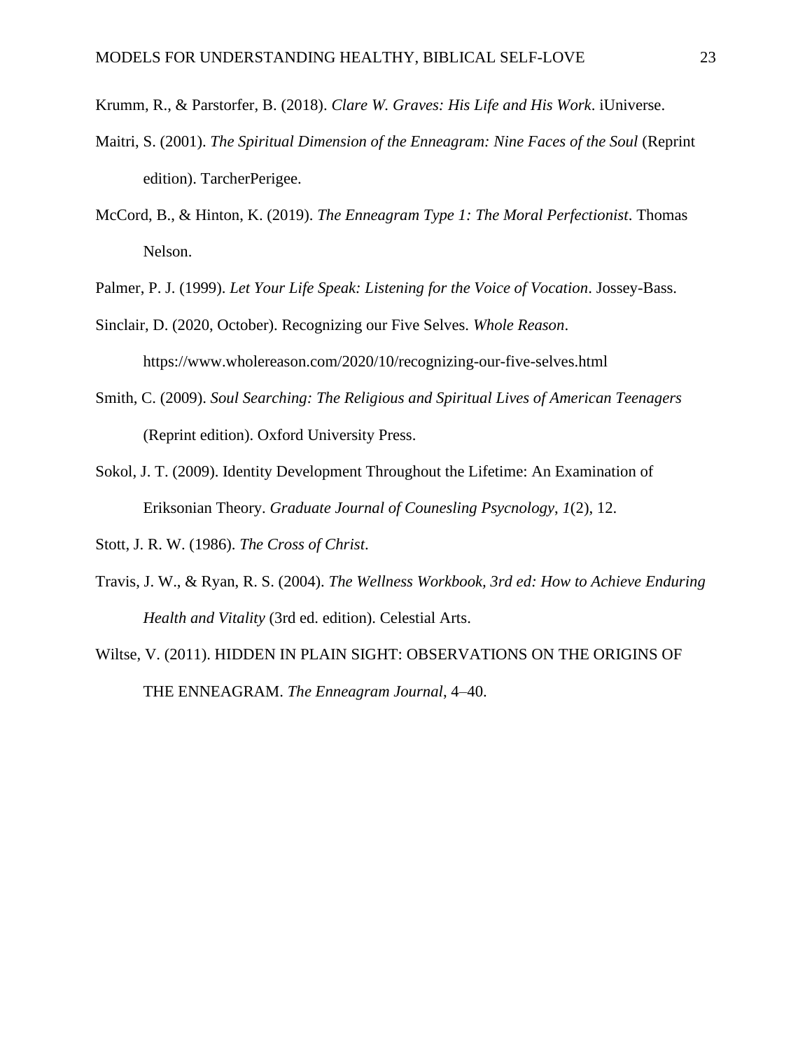Krumm, R., & Parstorfer, B. (2018). *Clare W. Graves: His Life and His Work*. iUniverse.

Maitri, S. (2001). *The Spiritual Dimension of the Enneagram: Nine Faces of the Soul* (Reprint edition). TarcherPerigee.

McCord, B., & Hinton, K. (2019). *The Enneagram Type 1: The Moral Perfectionist*. Thomas Nelson.

Palmer, P. J. (1999). *Let Your Life Speak: Listening for the Voice of Vocation*. Jossey-Bass.

Sinclair, D. (2020, October). Recognizing our Five Selves. *Whole Reason*. https://www.wholereason.com/2020/10/recognizing-our-five-selves.html

Smith, C. (2009). *Soul Searching: The Religious and Spiritual Lives of American Teenagers* (Reprint edition). Oxford University Press.

Sokol, J. T. (2009). Identity Development Throughout the Lifetime: An Examination of Eriksonian Theory. *Graduate Journal of Counesling Psycnology*, *1*(2), 12.

Stott, J. R. W. (1986). *The Cross of Christ*.

Travis, J. W., & Ryan, R. S. (2004). *The Wellness Workbook, 3rd ed: How to Achieve Enduring Health and Vitality* (3rd ed. edition). Celestial Arts.

Wiltse, V. (2011). HIDDEN IN PLAIN SIGHT: OBSERVATIONS ON THE ORIGINS OF THE ENNEAGRAM. *The Enneagram Journal*, 4–40.